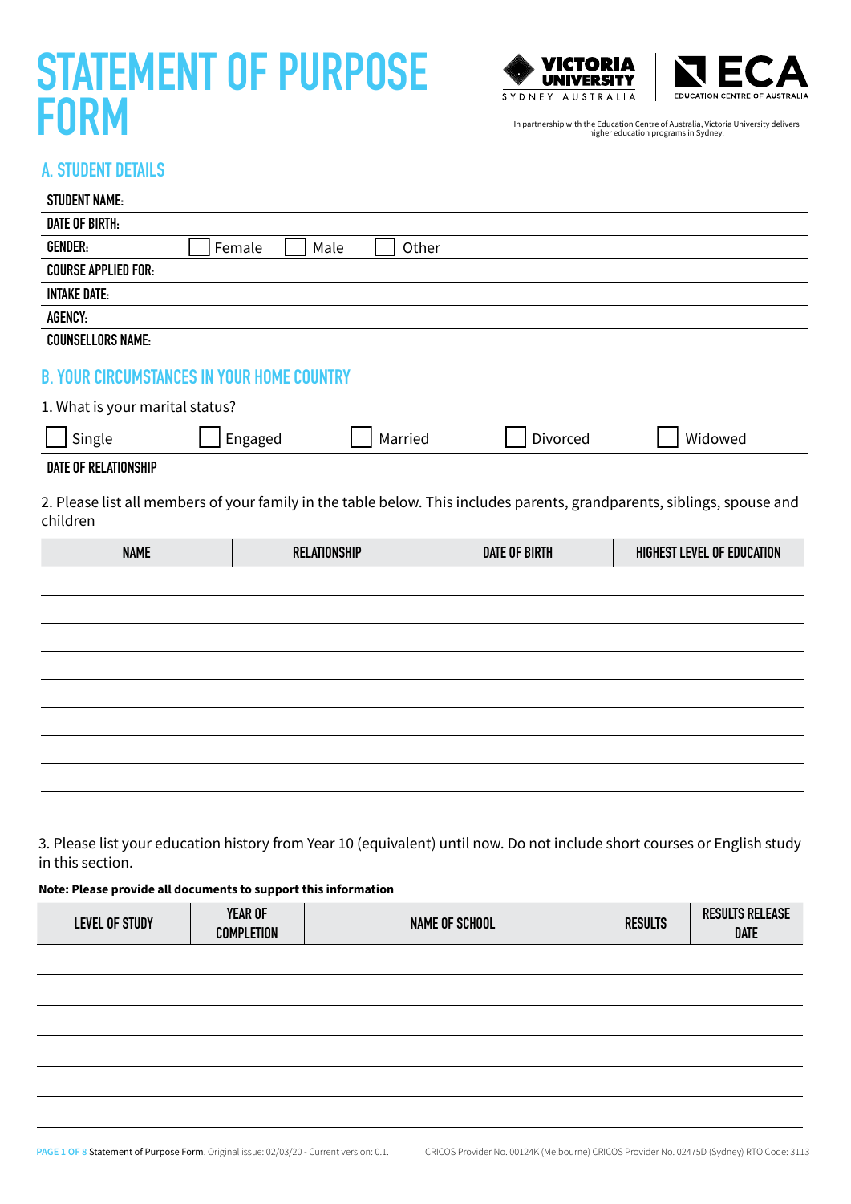# STATEMENT OF PURPOSE FORM

VICTORIA UNIVERSITY SYDNEY AUSTRALIA | ECA EDUCATION CENTRE OF AUSTRALIA

In partnership with the Education Centre of Australia, Victoria University delivers higher education programs in Sydney.

## A. STUDENT DETAILS

**STUDENT NAME:**

**DATE OF BIRTH:**

**GENDER:** ☐ Female ☐ Male ☐ Other

**COURSE APPLIED FOR:**

**INTAKE DATE:**

**AGENCY:**

**COUNSELLORS NAME:**

## B. YOUR CIRCUMSTANCES IN YOUR HOME COUNTRY

1. What is your marital status?

☐ Single ☐ Engaged ☐ Married ☐ Divorced ☐ Widowed

**DATE OF RELATIONSHIP**

2. Please list all members of your family in the table below. This includes parents, grandparents, siblings, spouse and children

| NAME | RELATIONSHIP | DATE OF BIRTH | HIGHEST LEVEL OF EDUCATION |
|---|---|---|---|
| | | | |
| | | | |
| | | | |
| | | | |
| | | | |
| | | | |
| | | | |
| | | | |
| | | | |

3. Please list your education history from Year 10 (equivalent) until now. Do not include short courses or English study in this section.

**Note: Please provide all documents to support this information**

| LEVEL OF STUDY | YEAR OF COMPLETION | NAME OF SCHOOL | RESULTS | RESULTS RELEASE DATE |
|---|---|---|---|---|
| | | | | |
| | | | | |
| | | | | |
| | | | | |
| | | | | |
| | | | | |

Statement of Purpose Form. Original issue: 02/03/20 - Current version: 0.1.

CRICOS Provider No. 00124K (Melbourne) CRICOS Provider No. 02475D (Sydney) RTO Code: 3113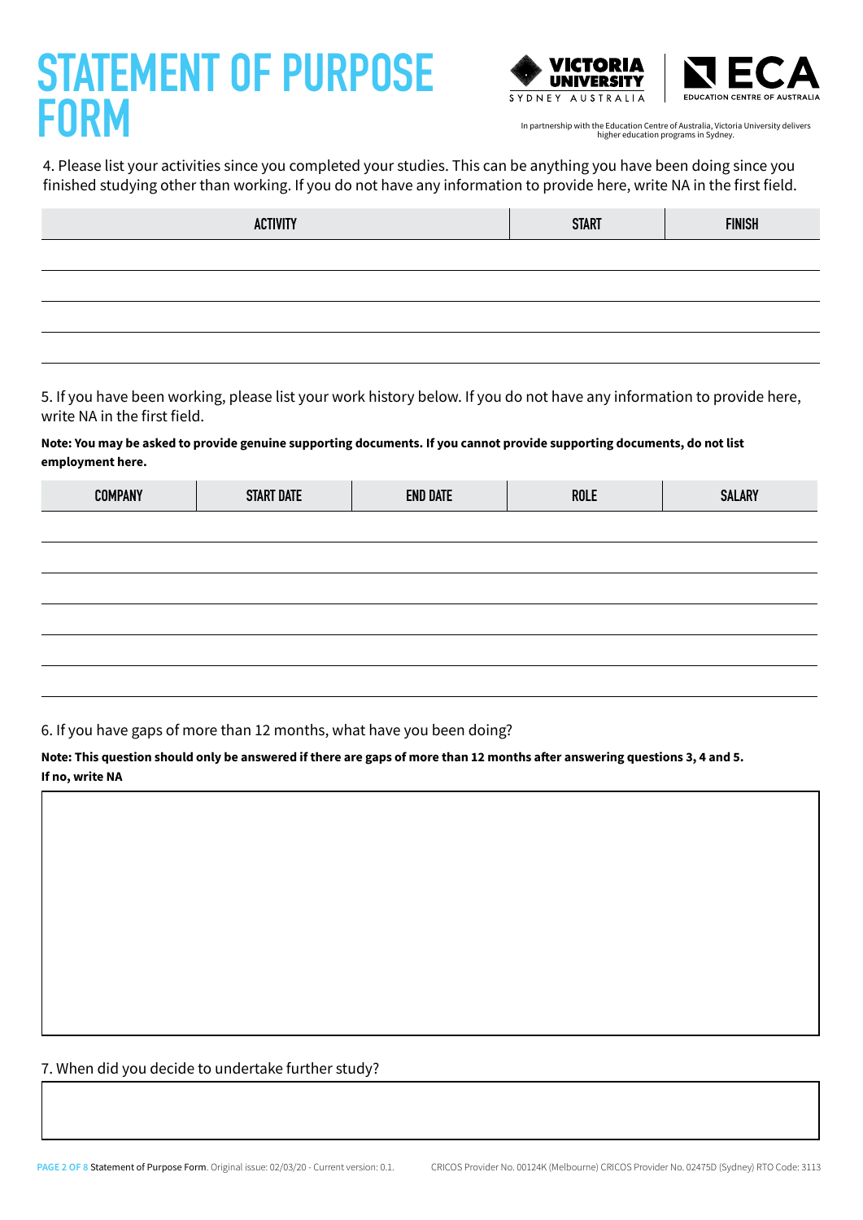# STATEMENT OF PURPOSE FORM

VICTORIA UNIVERSITY SYDNEY AUSTRALIA | ECA EDUCATION CENTRE OF AUSTRALIA

In partnership with the Education Centre of Australia, Victoria University delivers higher education programs in Sydney.

4. Please list your activities since you completed your studies. This can be anything you have been doing since you finished studying other than working. If you do not have any information to provide here, write NA in the first field.

| ACTIVITY | START | FINISH |
|---|---|---|
| | | |
| | | |
| | | |
| | | |

5. If you have been working, please list your work history below. If you do not have any information to provide here, write NA in the first field.

**Note: You may be asked to provide genuine supporting documents. If you cannot provide supporting documents, do not list employment here.**

| COMPANY | START DATE | END DATE | ROLE | SALARY |
|---|---|---|---|---|
| | | | | |
| | | | | |
| | | | | |
| | | | | |
| | | | | |
| | | | | |

6. If you have gaps of more than 12 months, what have you been doing?

**Note: This question should only be answered if there are gaps of more than 12 months after answering questions 3, 4 and 5. If no, write NA**

7. When did you decide to undertake further study?

Statement of Purpose Form. Original issue: 02/03/20 - Current version: 0.1. CRICOS Provider No. 00124K (Melbourne) CRICOS Provider No. 02475D (Sydney) RTO Code: 3113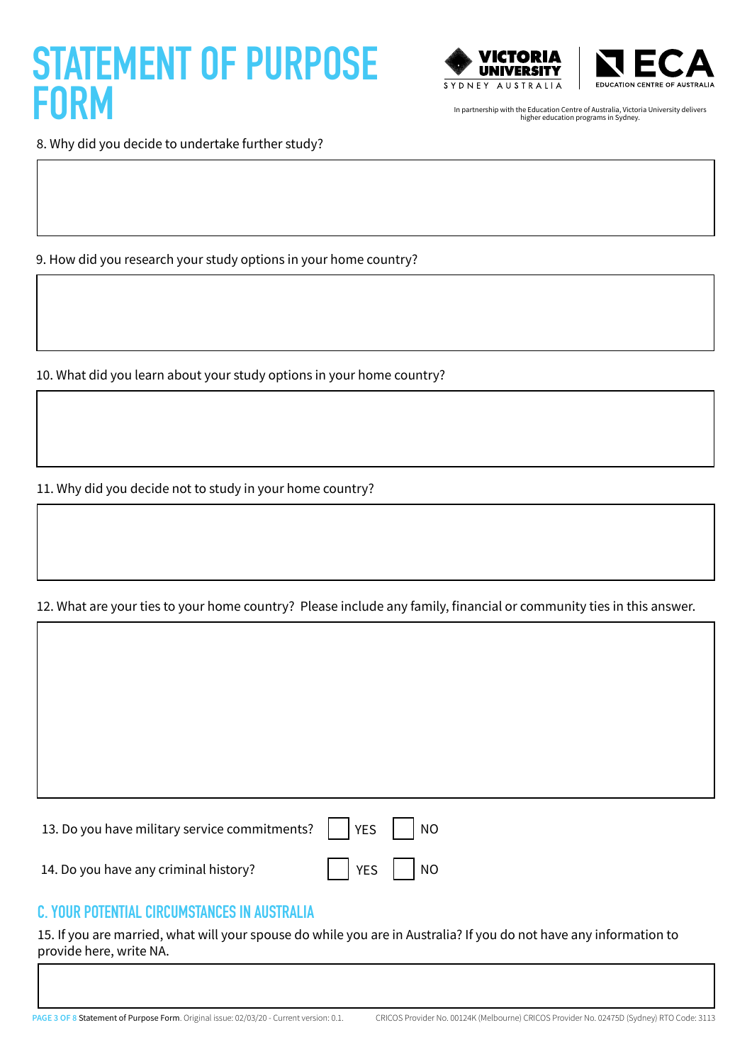8. Why did you decide to undertake further study?

9. How did you research your study options in your home country?

10. What did you learn about your study options in your home country?

11. Why did you decide not to study in your home country?

12. What are your ties to your home country? Please include any family, financial or community ties in this answer.

13. Do you have military service commitments? ☐ YES ☐ NO

14. Do you have any criminal history? ☐ YES ☐ NO

## C. YOUR POTENTIAL CIRCUMSTANCES IN AUSTRALIA

15. If you are married, what will your spouse do while you are in Australia? If you do not have any information to provide here, write NA.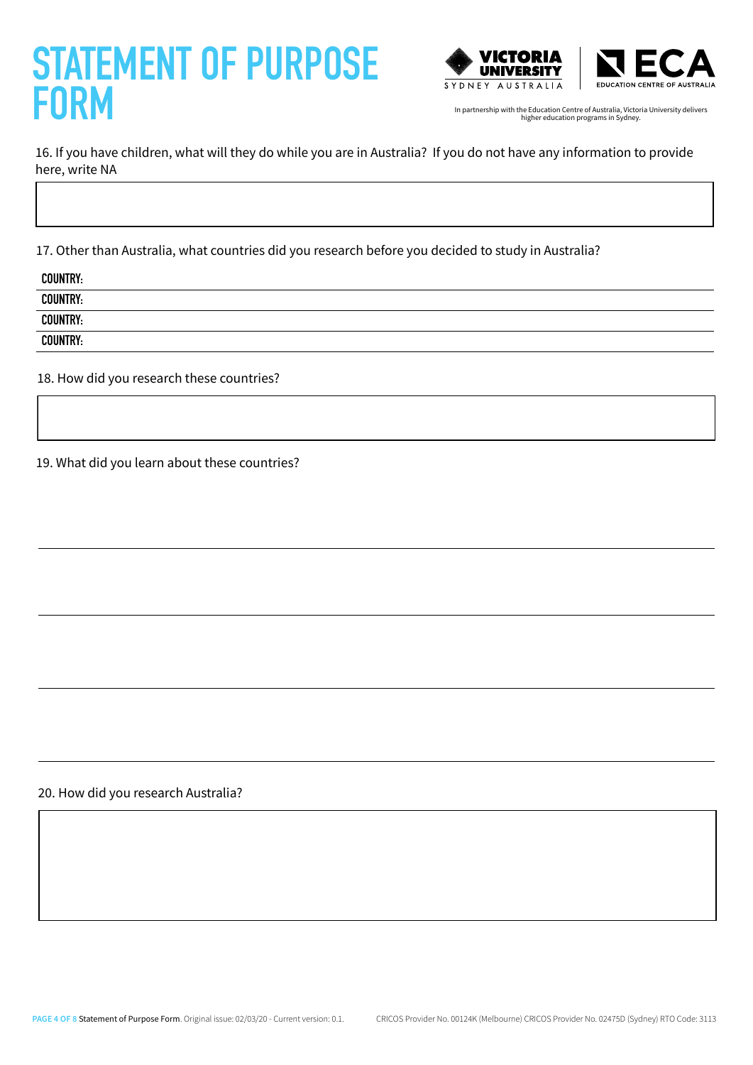# STATEMENT OF PURPOSE FORM

In partnership with the Education Centre of Australia, Victoria University delivers higher education programs in Sydney.

16. If you have children, what will they do while you are in Australia? If you do not have any information to provide here, write NA

17. Other than Australia, what countries did you research before you decided to study in Australia?

**COUNTRY:**

**COUNTRY:**

**COUNTRY:**

**COUNTRY:**

18. How did you research these countries?

19. What did you learn about these countries?

20. How did you research Australia?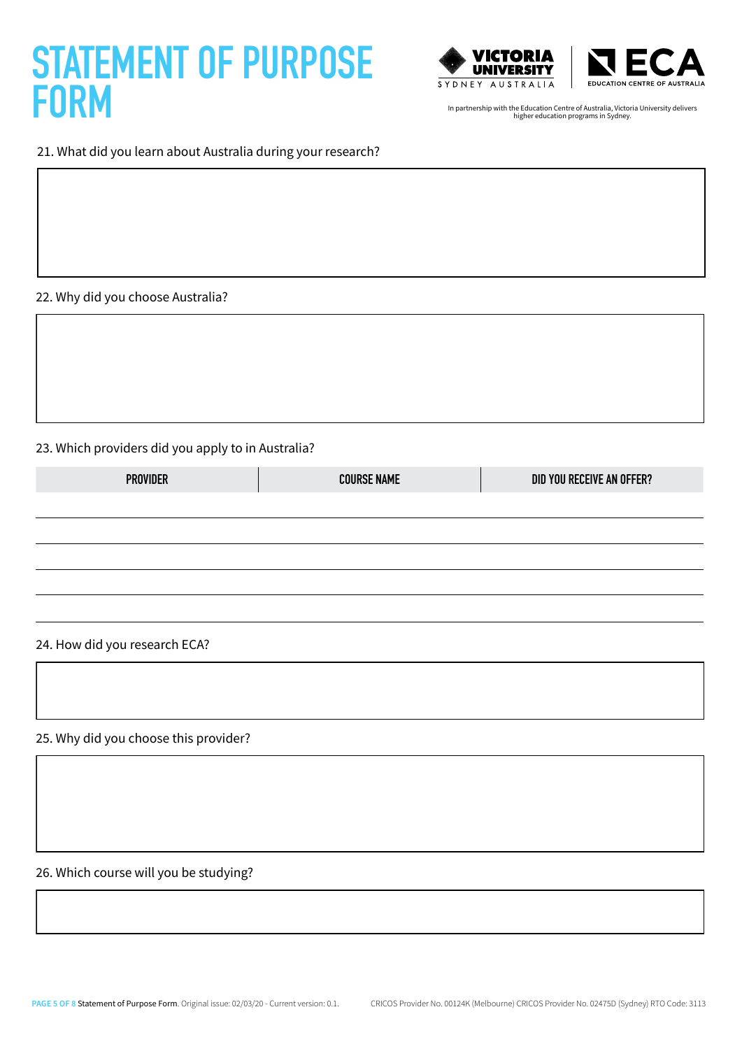# STATEMENT OF PURPOSE FORM

In partnership with the Education Centre of Australia, Victoria University delivers higher education programs in Sydney.

21. What did you learn about Australia during your research?

22. Why did you choose Australia?

23. Which providers did you apply to in Australia?

| PROVIDER | COURSE NAME | DID YOU RECEIVE AN OFFER? |
|---|---|---|
| | | |
| | | |
| | | |
| | | |
| | | |

24. How did you research ECA?

25. Why did you choose this provider?

26. Which course will you be studying?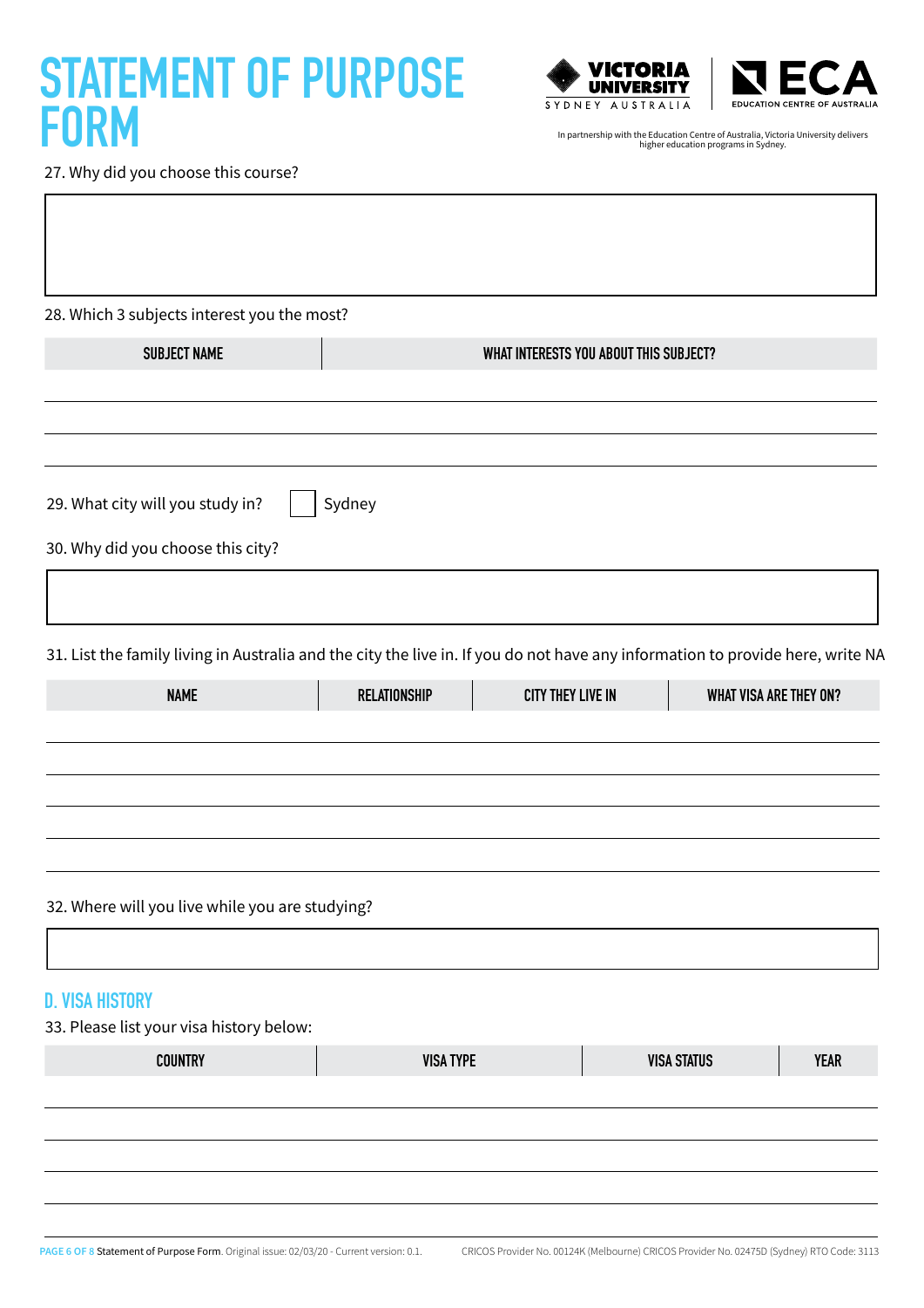# STATEMENT OF PURPOSE FORM

In partnership with the Education Centre of Australia, Victoria University delivers higher education programs in Sydney.

27. Why did you choose this course?

28. Which 3 subjects interest you the most?

| SUBJECT NAME | WHAT INTERESTS YOU ABOUT THIS SUBJECT? |
|---|---|
| | |
| | |
| | |

29. What city will you study in? ☐ Sydney

30. Why did you choose this city?

31. List the family living in Australia and the city the live in. If you do not have any information to provide here, write NA

| NAME | RELATIONSHIP | CITY THEY LIVE IN | WHAT VISA ARE THEY ON? |
|---|---|---|---|
| | | | |
| | | | |
| | | | |
| | | | |
| | | | |

32. Where will you live while you are studying?

## D. VISA HISTORY

33. Please list your visa history below:

| COUNTRY | VISA TYPE | VISA STATUS | YEAR |
|---|---|---|---|
| | | | |
| | | | |
| | | | |
| | | | |
| | | | |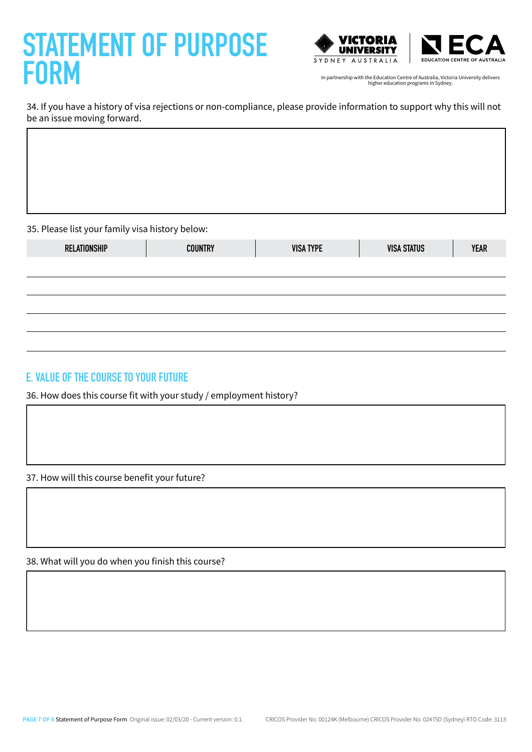# STATEMENT OF PURPOSE FORM

In partnership with the Education Centre of Australia, Victoria University delivers higher education programs in Sydney.

34. If you have a history of visa rejections or non-compliance, please provide information to support why this will not be an issue moving forward.

35. Please list your family visa history below:

| RELATIONSHIP | COUNTRY | VISA TYPE | VISA STATUS | YEAR |
|---|---|---|---|---|
| | | | | |
| | | | | |
| | | | | |
| | | | | |
| | | | | |

## E. VALUE OF THE COURSE TO YOUR FUTURE

36. How does this course fit with your study / employment history?

37. How will this course benefit your future?

38. What will you do when you finish this course?

Statement of Purpose Form. Original issue: 02/03/20 - Current version: 0.1. CRICOS Provider No. 00124K (Melbourne) CRICOS Provider No. 02475D (Sydney) RTO Code: 3113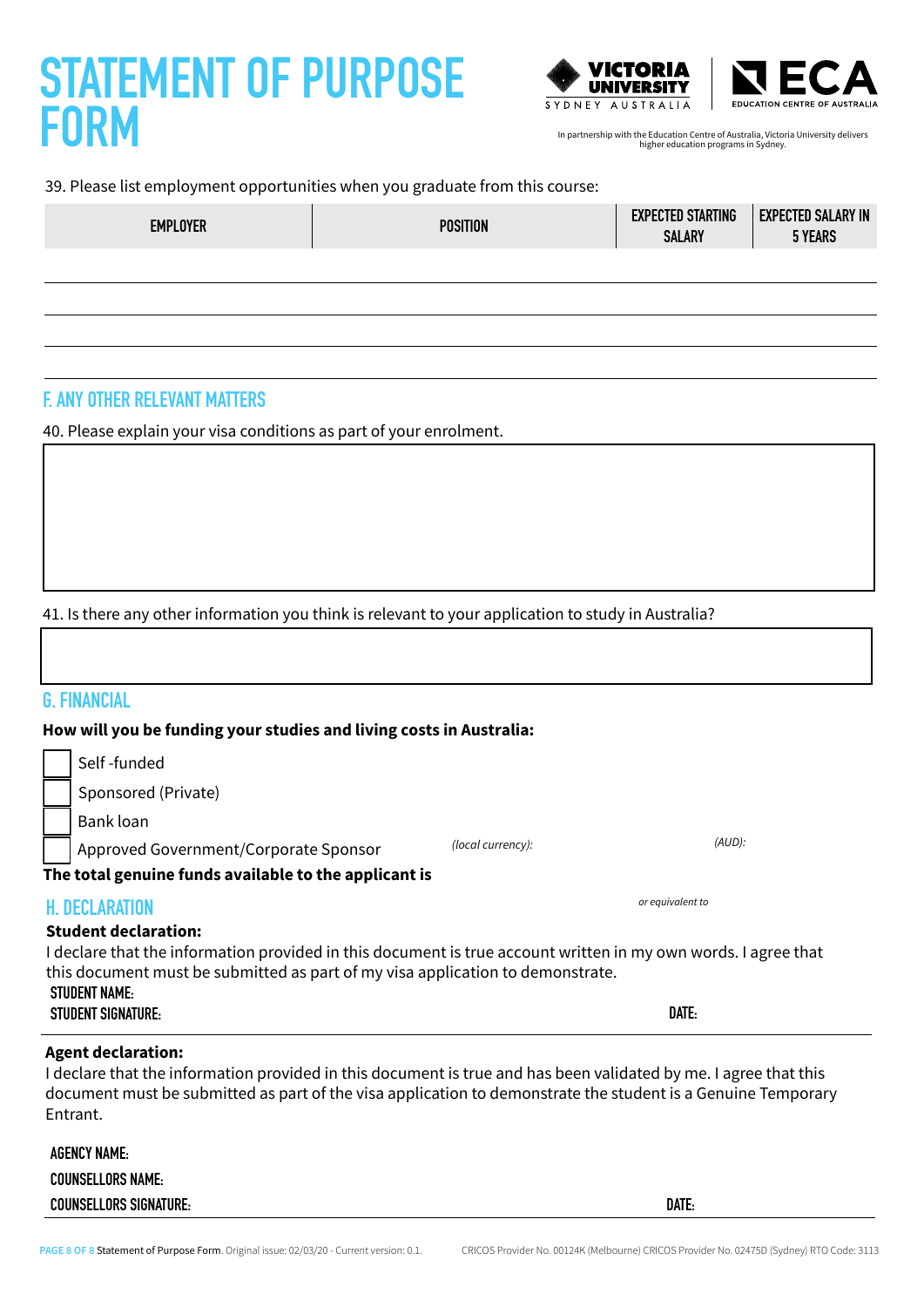# STATEMENT OF PURPOSE FORM

In partnership with the Education Centre of Australia, Victoria University delivers higher education programs in Sydney.

39. Please list employment opportunities when you graduate from this course:

| EMPLOYER | POSITION | EXPECTED STARTING SALARY | EXPECTED SALARY IN 5 YEARS |
|---|---|---|---|
| | | | |
| | | | |
| | | | |

## F. ANY OTHER RELEVANT MATTERS

40. Please explain your visa conditions as part of your enrolment.

41. Is there any other information you think is relevant to your application to study in Australia?

## G. FINANCIAL

**How will you be funding your studies and living costs in Australia:**

- ☐ Self -funded
- ☐ Sponsored (Private)
- ☐ Bank loan
- ☐ Approved Government/Corporate Sponsor

**The total genuine funds available to the applicant is** *(local currency):* *or equivalent to* *(AUD):*

## H. DECLARATION

**Student declaration:**

I declare that the information provided in this document is true account written in my own words. I agree that this document must be submitted as part of my visa application to demonstrate.

STUDENT NAME:

STUDENT SIGNATURE: DATE:

**Agent declaration:**

I declare that the information provided in this document is true and has been validated by me. I agree that this document must be submitted as part of the visa application to demonstrate the student is a Genuine Temporary Entrant.

AGENCY NAME:

COUNSELLORS NAME:

COUNSELLORS SIGNATURE: DATE:

Statement of Purpose Form. Original issue: 02/03/20 - Current version: 0.1. CRICOS Provider No. 00124K (Melbourne) CRICOS Provider No. 02475D (Sydney) RTO Code: 3113